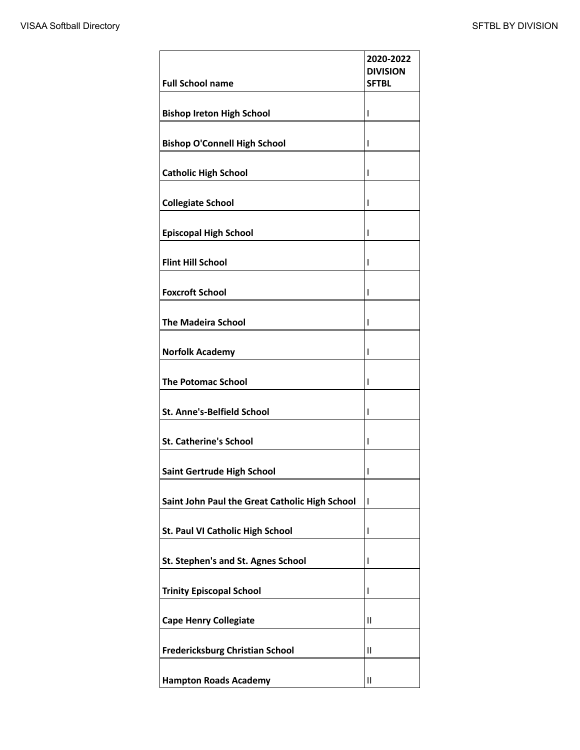| Full School name | 2020-2022 DIVISION SFTBL |
|---|---|
| Bishop Ireton High School | I |
| Bishop O'Connell High School | I |
| Catholic High School | I |
| Collegiate School | I |
| Episcopal High School | I |
| Flint Hill School | I |
| Foxcroft School | I |
| The Madeira School | I |
| Norfolk Academy | I |
| The Potomac School | I |
| St. Anne's-Belfield School | I |
| St. Catherine's School | I |
| Saint Gertrude High School | I |
| Saint John Paul the Great Catholic High School | I |
| St. Paul VI Catholic High School | I |
| St. Stephen's and St. Agnes School | I |
| Trinity Episcopal School | I |
| Cape Henry Collegiate | II |
| Fredericksburg Christian School | II |
| Hampton Roads Academy | II |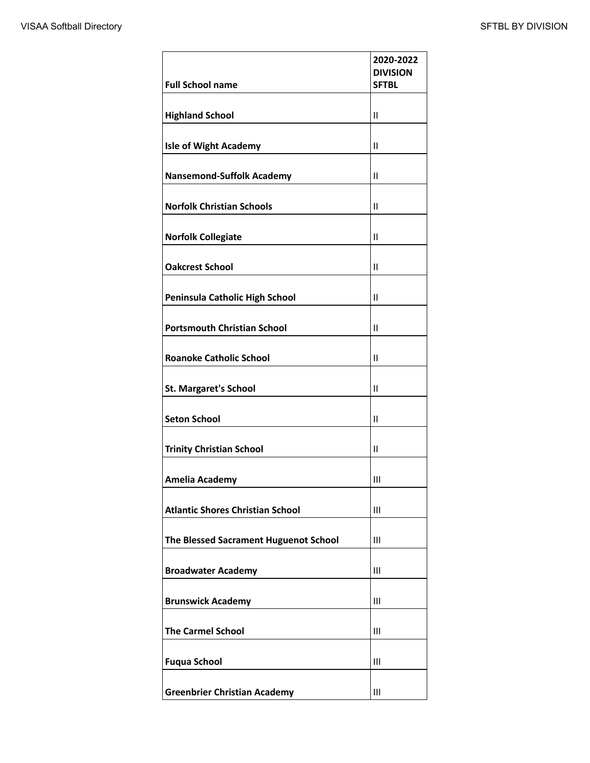| Full School name | 2020-2022 DIVISION SFTBL |
|---|---|
| **Highland School** | II |
| **Isle of Wight Academy** | II |
| **Nansemond-Suffolk Academy** | II |
| **Norfolk Christian Schools** | II |
| **Norfolk Collegiate** | II |
| **Oakcrest School** | II |
| **Peninsula Catholic High School** | II |
| **Portsmouth Christian School** | II |
| **Roanoke Catholic School** | II |
| **St. Margaret's School** | II |
| **Seton School** | II |
| **Trinity Christian School** | II |
| **Amelia Academy** | III |
| **Atlantic Shores Christian School** | III |
| **The Blessed Sacrament Huguenot School** | III |
| **Broadwater Academy** | III |
| **Brunswick Academy** | III |
| **The Carmel School** | III |
| **Fuqua School** | III |
| **Greenbrier Christian Academy** | III |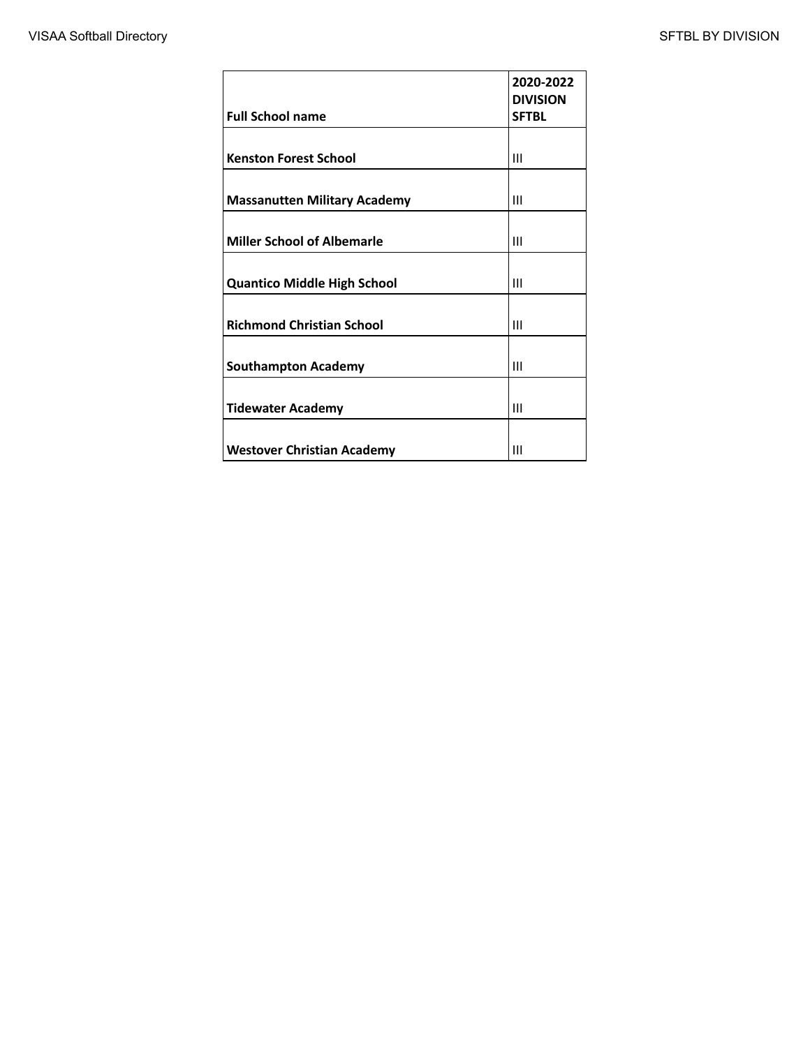| Full School name | 2020-2022 DIVISION SFTBL |
|---|---|
| **Kenston Forest School** | III |
| **Massanutten Military Academy** | III |
| **Miller School of Albemarle** | III |
| **Quantico Middle High School** | III |
| **Richmond Christian School** | III |
| **Southampton Academy** | III |
| **Tidewater Academy** | III |
| **Westover Christian Academy** | III |